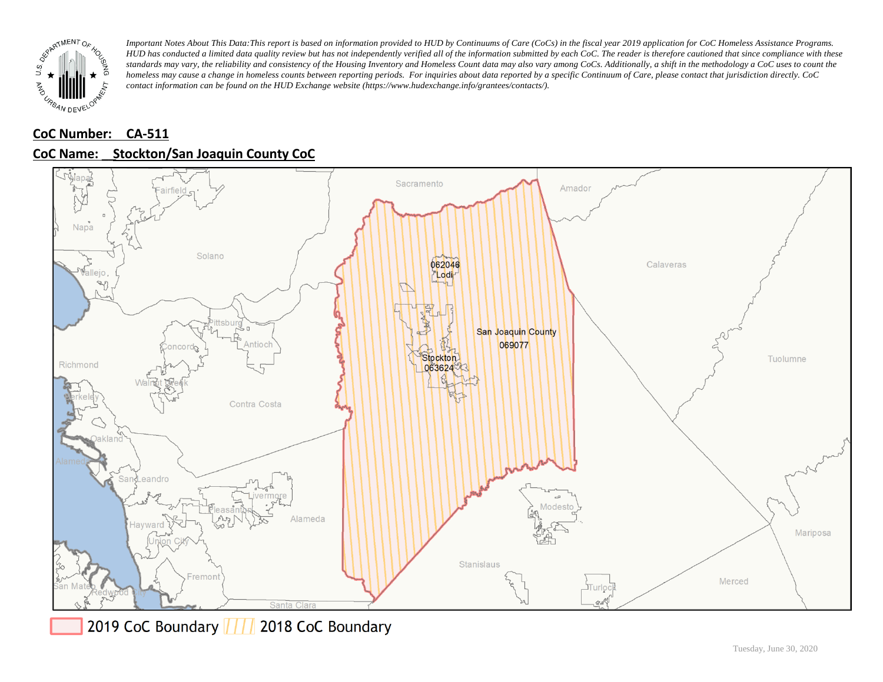*Important Notes About This Data: This report is based on information provided to HUD by Continuums of Care (CoCs) in the fiscal year 2019 application for CoC Homeless Assistance Programs. HUD has conducted a limited data quality review but has not independently verified all of the information submitted by each CoC. The reader is therefore cautioned that since compliance with these standards may vary, the reliability and consistency of the Housing Inventory and Homeless Count data may also vary among CoCs. Additionally, a shift in the methodology a CoC uses to count the homeless may cause a change in homeless counts between reporting periods. For inquiries about data reported by a specific Continuum of Care, please contact that jurisdiction directly. CoC contact information can be found on the HUD Exchange website (https://www.hudexchange.info/grantees/contacts/).*

**CoC Number: CA-511**

**CoC Name: Stockton/San Joaquin County CoC**

062046 Lodi

San Joaquin County 069077

Stockton 063624

2019 CoC Boundary | 2018 CoC Boundary

Tuesday, June 30, 2020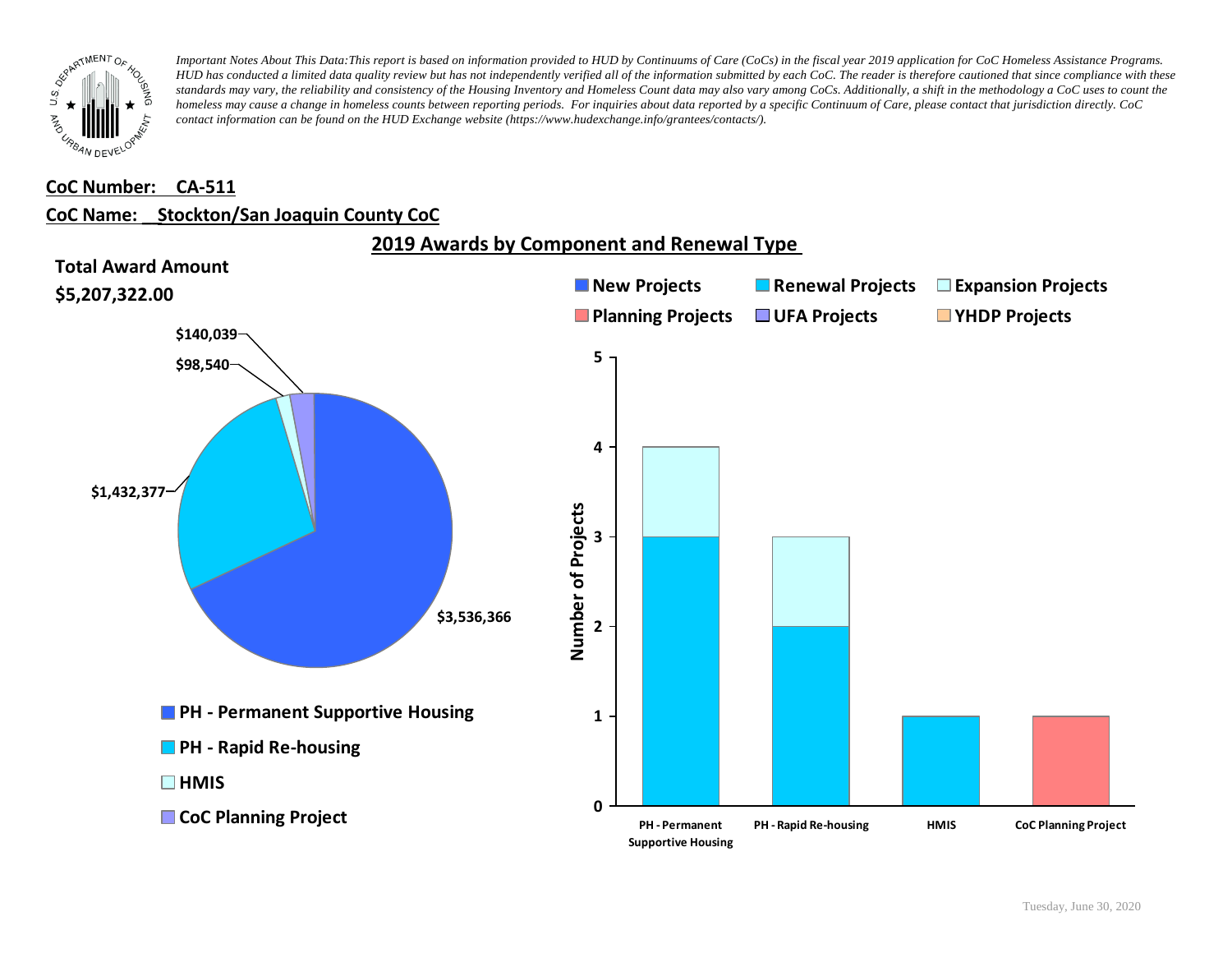*Important Notes About This Data:This report is based on information provided to HUD by Continuums of Care (CoCs) in the fiscal year 2019 application for CoC Homeless Assistance Programs. HUD has conducted a limited data quality review but has not independently verified all of the information submitted by each CoC. The reader is therefore cautioned that since compliance with these standards may vary, the reliability and consistency of the Housing Inventory and Homeless Count data may also vary among CoCs. Additionally, a shift in the methodology a CoC uses to count the homeless may cause a change in homeless counts between reporting periods. For inquiries about data reported by a specific Continuum of Care, please contact that jurisdiction directly. CoC contact information can be found on the HUD Exchange website (https://www.hudexchange.info/grantees/contacts/).*

**CoC Number: CA-511**

**CoC Name: Stockton/San Joaquin County CoC**

## 2019 Awards by Component and Renewal Type

**Total Award Amount**

**$5,207,322.00**

| Component | Award Amount |
|---|---|
| PH - Permanent Supportive Housing | $3,536,366 |
| PH - Rapid Re-housing | $1,432,377 |
| HMIS | $98,540 |
| CoC Planning Project | $140,039 |

Number of Projects

| Component | Renewal Projects | Expansion Projects | Planning Projects | Total |
|---|---|---|---|---|
| PH - Permanent Supportive Housing | 3 | 1 | | 4 |
| PH - Rapid Re-housing | 2 | 1 | | 3 |
| HMIS | 1 | | | 1 |
| CoC Planning Project | | | 1 | 1 |

Legend: New Projects, Renewal Projects, Expansion Projects, Planning Projects, UFA Projects, YHDP Projects

Tuesday, June 30, 2020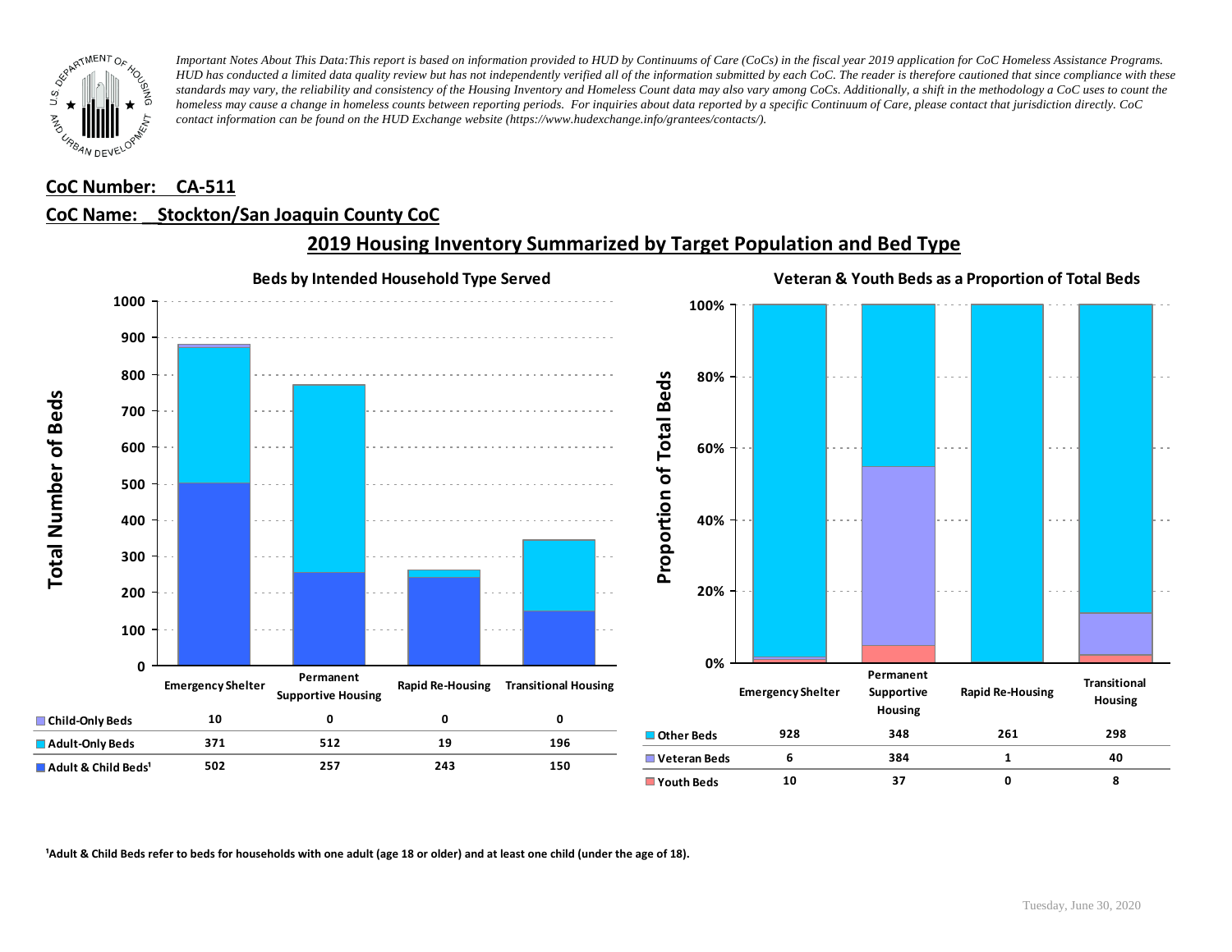*Important Notes About This Data: This report is based on information provided to HUD by Continuums of Care (CoCs) in the fiscal year 2019 application for CoC Homeless Assistance Programs. HUD has conducted a limited data quality review but has not independently verified all of the information submitted by each CoC. The reader is therefore cautioned that since compliance with these standards may vary, the reliability and consistency of the Housing Inventory and Homeless Count data may also vary among CoCs. Additionally, a shift in the methodology a CoC uses to count the homeless may cause a change in homeless counts between reporting periods. For inquiries about data reported by a specific Continuum of Care, please contact that jurisdiction directly. CoC contact information can be found on the HUD Exchange website (https://www.hudexchange.info/grantees/contacts/).*

**CoC Number: CA-511**

**CoC Name: Stockton/San Joaquin County CoC**

## 2019 Housing Inventory Summarized by Target Population and Bed Type

### Beds by Intended Household Type Served

| | Emergency Shelter | Permanent Supportive Housing | Rapid Re-Housing | Transitional Housing |
|---|---|---|---|---|
| Child-Only Beds | 10 | 0 | 0 | 0 |
| Adult-Only Beds | 371 | 512 | 19 | 196 |
| Adult & Child Beds[1] | 502 | 257 | 243 | 150 |

### Veteran & Youth Beds as a Proportion of Total Beds

| | Emergency Shelter | Permanent Supportive Housing | Rapid Re-Housing | Transitional Housing |
|---|---|---|---|---|
| Other Beds | 928 | 348 | 261 | 298 |
| Veteran Beds | 6 | 384 | 1 | 40 |
| Youth Beds | 10 | 37 | 0 | 8 |

[1]Adult & Child Beds refer to beds for households with one adult (age 18 or older) and at least one child (under the age of 18).

Tuesday, June 30, 2020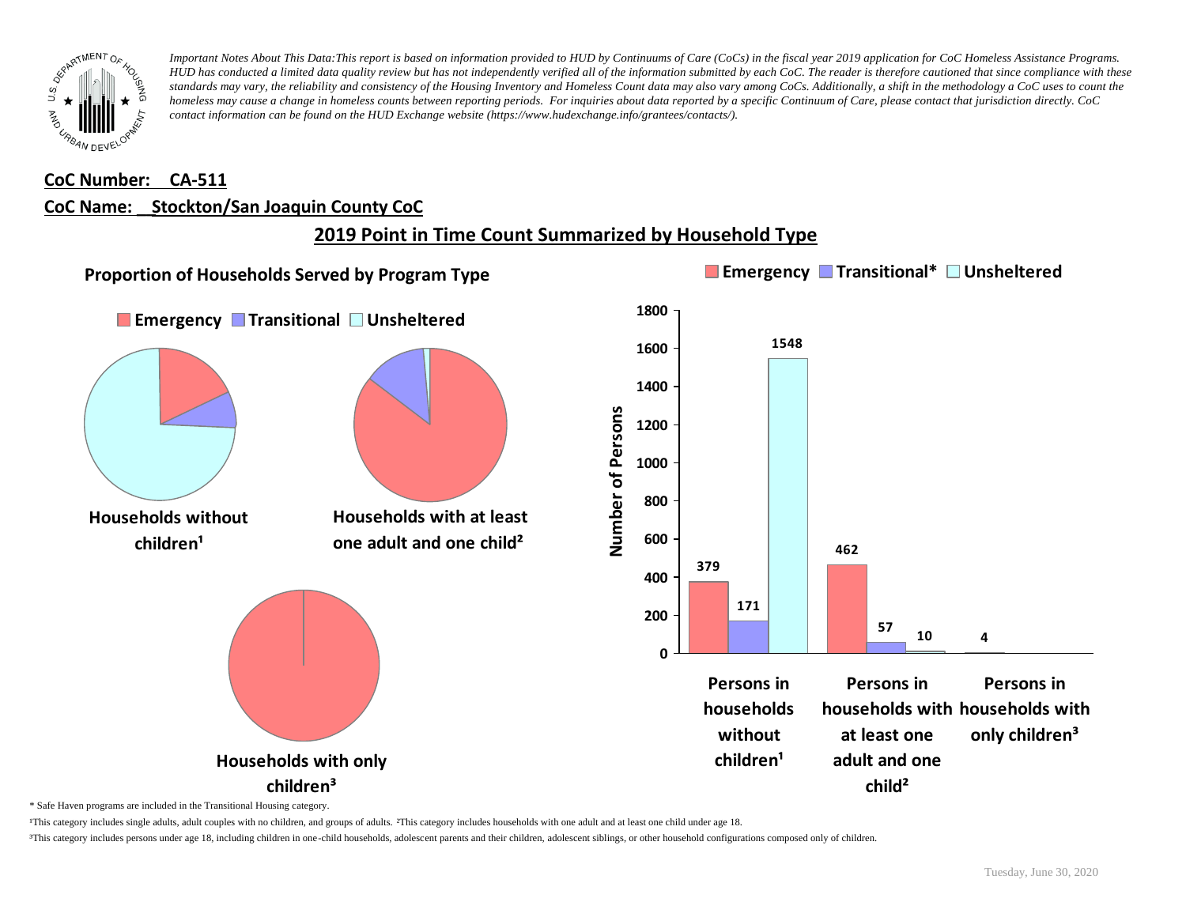*Important Notes About This Data:This report is based on information provided to HUD by Continuums of Care (CoCs) in the fiscal year 2019 application for CoC Homeless Assistance Programs. HUD has conducted a limited data quality review but has not independently verified all of the information submitted by each CoC. The reader is therefore cautioned that since compliance with these standards may vary, the reliability and consistency of the Housing Inventory and Homeless Count data may also vary among CoCs. Additionally, a shift in the methodology a CoC uses to count the homeless may cause a change in homeless counts between reporting periods. For inquiries about data reported by a specific Continuum of Care, please contact that jurisdiction directly. CoC contact information can be found on the HUD Exchange website (https://www.hudexchange.info/grantees/contacts/).*

**CoC Number: CA-511**

**CoC Name: Stockton/San Joaquin County CoC**

## 2019 Point in Time Count Summarized by Household Type

### Proportion of Households Served by Program Type

Emergency | Transational | Unsheltered

Households without children¹

Households with at least one adult and one child²

Households with only children³

Emergency | Transitional* | Unsheltered

| | Emergency | Transitional* | Unsheltered |
|---|---|---|---|
| Persons in households without children¹ | 379 | 171 | 1548 |
| Persons in households with at least one adult and one child² | 462 | 57 | 10 |
| Persons in households with only children³ | 4 | | |

\* Safe Haven programs are included in the Transitional Housing category.

¹This category includes single adults, adult couples with no children, and groups of adults. ²This category includes households with one adult and at least one child under age 18.

³This category includes persons under age 18, including children in one-child households, adolescent parents and their children, adolescent siblings, or other household configurations composed only of children.

Tuesday, June 30, 2020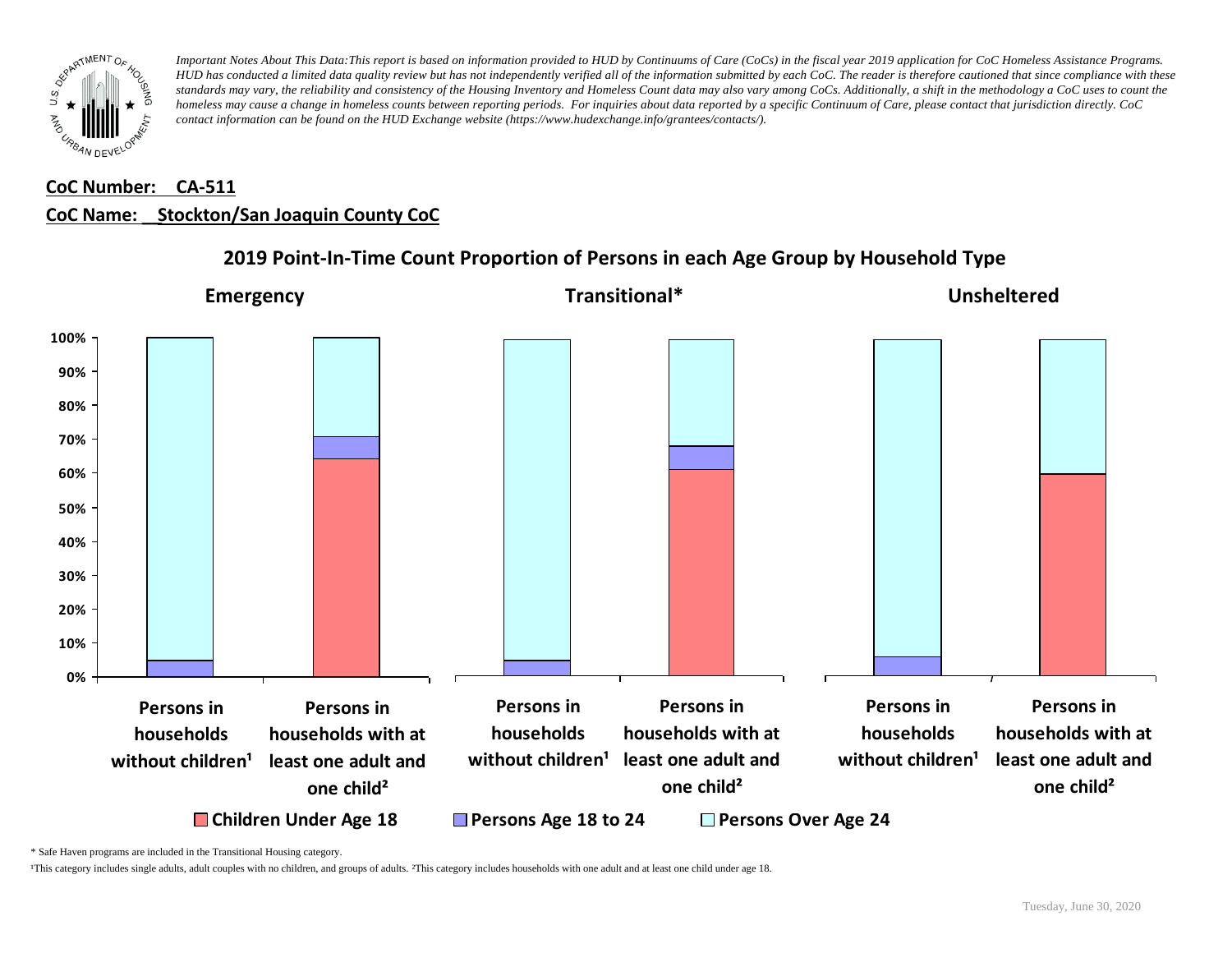*Important Notes About This Data:This report is based on information provided to HUD by Continuums of Care (CoCs) in the fiscal year 2019 application for CoC Homeless Assistance Programs. HUD has conducted a limited data quality review but has not independently verified all of the information submitted by each CoC. The reader is therefore cautioned that since compliance with these standards may vary, the reliability and consistency of the Housing Inventory and Homeless Count data may also vary among CoCs. Additionally, a shift in the methodology a CoC uses to count the homeless may cause a change in homeless counts between reporting periods. For inquiries about data reported by a specific Continuum of Care, please contact that jurisdiction directly. CoC contact information can be found on the HUD Exchange website (https://www.hudexchange.info/grantees/contacts/).*

**CoC Number: CA-511**

**CoC Name: Stockton/San Joaquin County CoC**

## 2019 Point-In-Time Count Proportion of Persons in each Age Group by Household Type

**Emergency** | **Transitional*** | **Unsheltered**

100%
90%
80%
70%
60%
50%
40%
30%
20%
10%
0%

Persons in households without children¹ | Persons in households with at least one adult and one child²

Persons in households without children¹ | Persons in households with at least one adult and one child²

Persons in households without children¹ | Persons in households with at least one adult and one child²

Children Under Age 18 | Persons Age 18 to 24 | Persons Over Age 24

\* Safe Haven programs are included in the Transitional Housing category.

¹This category includes single adults, adult couples with no children, and groups of adults. ²This category includes households with one adult and at least one child under age 18.

Tuesday, June 30, 2020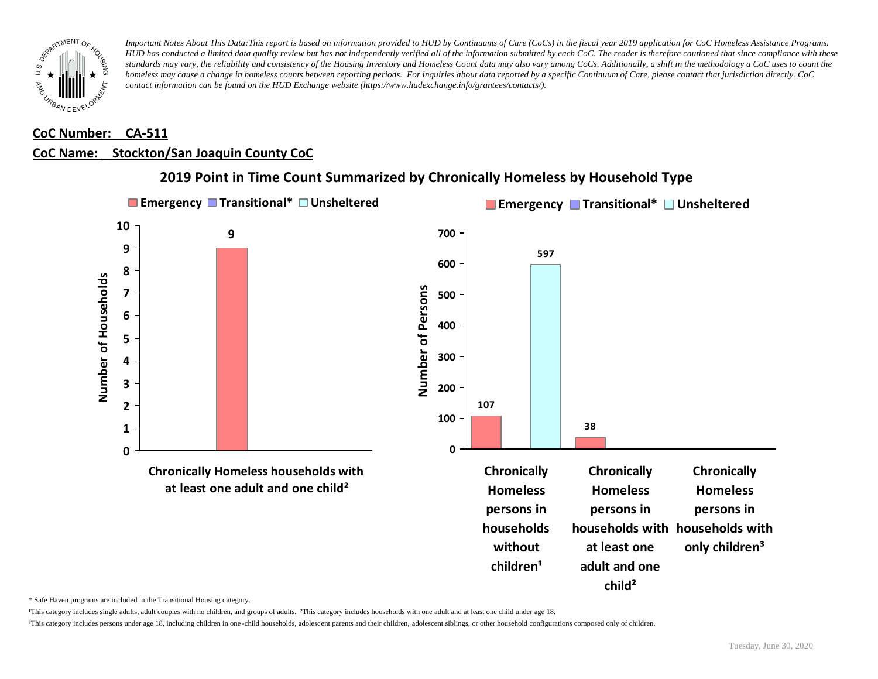*Important Notes About This Data:This report is based on information provided to HUD by Continuums of Care (CoCs) in the fiscal year 2019 application for CoC Homeless Assistance Programs. HUD has conducted a limited data quality review but has not independently verified all of the information submitted by each CoC. The reader is therefore cautioned that since compliance with these standards may vary, the reliability and consistency of the Housing Inventory and Homeless Count data may also vary among CoCs. Additionally, a shift in the methodology a CoC uses to count the homeless may cause a change in homeless counts between reporting periods. For inquiries about data reported by a specific Continuum of Care, please contact that jurisdiction directly. CoC contact information can be found on the HUD Exchange website (https://www.hudexchange.info/grantees/contacts/).*

**CoC Number: CA-511**

**CoC Name: Stockton/San Joaquin County CoC**

## 2019 Point in Time Count Summarized by Chronically Homeless by Household Type

**Number of Households**

| | Emergency | Transitional* | Unsheltered |
|---|---|---|---|
| Chronically Homeless households with at least one adult and one child² | 9 | | |

**Number of Persons**

| | Emergency | Transitional* | Unsheltered |
|---|---|---|---|
| Chronically Homeless persons in households without children¹ | 107 | | 597 |
| Chronically Homeless persons in households with at least one adult and one child² | 38 | | |
| Chronically Homeless persons in households with only children³ | | | |

\* Safe Haven programs are included in the Transitional Housing category.

¹This category includes single adults, adult couples with no children, and groups of adults. ²This category includes households with one adult and at least one child under age 18.

³This category includes persons under age 18, including children in one-child households, adolescent parents and their children, adolescent siblings, or other household configurations composed only of children.

Tuesday, June 30, 2020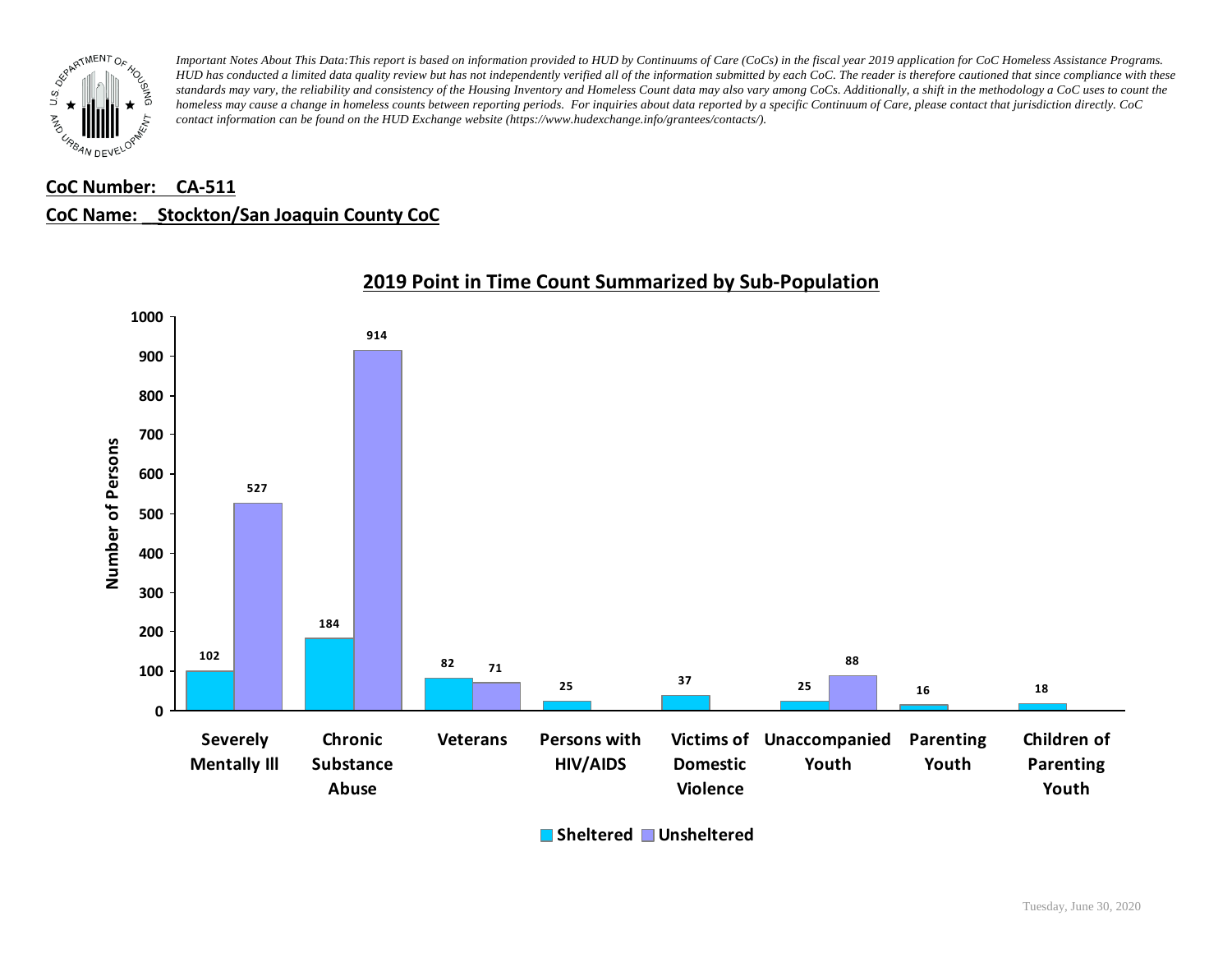*Important Notes About This Data:This report is based on information provided to HUD by Continuums of Care (CoCs) in the fiscal year 2019 application for CoC Homeless Assistance Programs. HUD has conducted a limited data quality review but has not independently verified all of the information submitted by each CoC. The reader is therefore cautioned that since compliance with these standards may vary, the reliability and consistency of the Housing Inventory and Homeless Count data may also vary among CoCs. Additionally, a shift in the methodology a CoC uses to count the homeless may cause a change in homeless counts between reporting periods. For inquiries about data reported by a specific Continuum of Care, please contact that jurisdiction directly. CoC contact information can be found on the HUD Exchange website (https://www.hudexchange.info/grantees/contacts/).*

**CoC Number: CA-511**

**CoC Name: Stockton/San Joaquin County CoC**

## 2019 Point in Time Count Summarized by Sub-Population

Number of Persons

0
100
200
300
400
500
600
700
800
900
1000

Severely Mentally Ill: 102, 527
Chronic Substance Abuse: 184, 914
Veterans: 82, 71
Persons with HIV/AIDS: 25
Victims of Domestic Violence: 37
Unaccompanied Youth: 25, 88
Parenting Youth: 16
Children of Parenting Youth: 18

Sheltered
Unsheltered

Tuesday, June 30, 2020